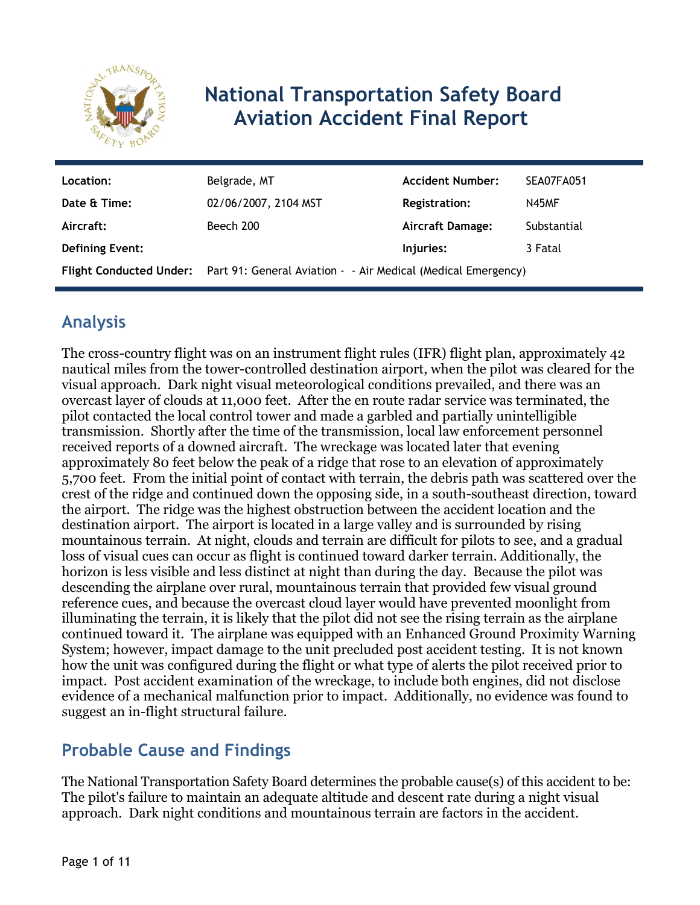# National Transportation Safety Board Aviation Accident Final Report

| | | | |
|---|---|---|---|
| **Location:** | Belgrade, MT | **Accident Number:** | SEA07FA051 |
| **Date & Time:** | 02/06/2007, 2104 MST | **Registration:** | N45MF |
| **Aircraft:** | Beech 200 | **Aircraft Damage:** | Substantial |
| **Defining Event:** | | **Injuries:** | 3 Fatal |
| **Flight Conducted Under:** | Part 91: General Aviation - - Air Medical (Medical Emergency) | | |

## Analysis

The cross-country flight was on an instrument flight rules (IFR) flight plan, approximately 42 nautical miles from the tower-controlled destination airport, when the pilot was cleared for the visual approach. Dark night visual meteorological conditions prevailed, and there was an overcast layer of clouds at 11,000 feet. After the en route radar service was terminated, the pilot contacted the local control tower and made a garbled and partially unintelligible transmission. Shortly after the time of the transmission, local law enforcement personnel received reports of a downed aircraft. The wreckage was located later that evening approximately 80 feet below the peak of a ridge that rose to an elevation of approximately 5,700 feet. From the initial point of contact with terrain, the debris path was scattered over the crest of the ridge and continued down the opposing side, in a south-southeast direction, toward the airport. The ridge was the highest obstruction between the accident location and the destination airport. The airport is located in a large valley and is surrounded by rising mountainous terrain. At night, clouds and terrain are difficult for pilots to see, and a gradual loss of visual cues can occur as flight is continued toward darker terrain. Additionally, the horizon is less visible and less distinct at night than during the day. Because the pilot was descending the airplane over rural, mountainous terrain that provided few visual ground reference cues, and because the overcast cloud layer would have prevented moonlight from illuminating the terrain, it is likely that the pilot did not see the rising terrain as the airplane continued toward it. The airplane was equipped with an Enhanced Ground Proximity Warning System; however, impact damage to the unit precluded post accident testing. It is not known how the unit was configured during the flight or what type of alerts the pilot received prior to impact. Post accident examination of the wreckage, to include both engines, did not disclose evidence of a mechanical malfunction prior to impact. Additionally, no evidence was found to suggest an in-flight structural failure.

## Probable Cause and Findings

The National Transportation Safety Board determines the probable cause(s) of this accident to be:
The pilot's failure to maintain an adequate altitude and descent rate during a night visual approach. Dark night conditions and mountainous terrain are factors in the accident.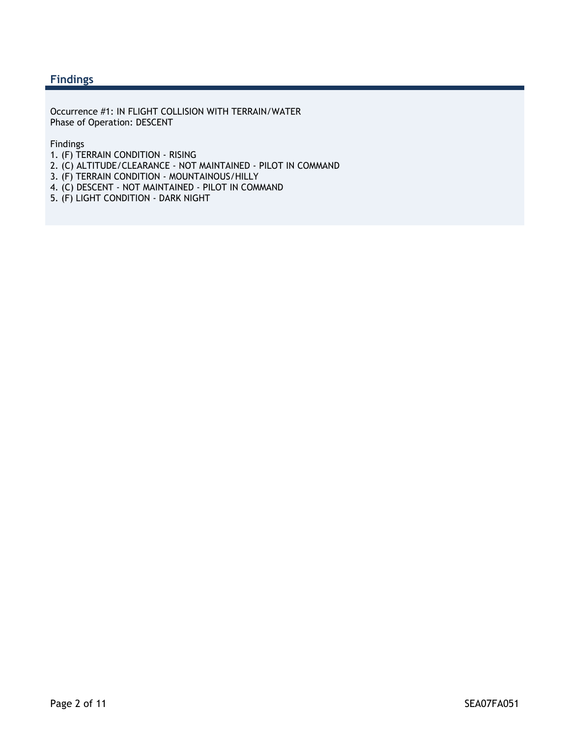## Findings

Occurrence #1: IN FLIGHT COLLISION WITH TERRAIN/WATER
Phase of Operation: DESCENT

Findings

1. (F) TERRAIN CONDITION - RISING
2. (C) ALTITUDE/CLEARANCE - NOT MAINTAINED - PILOT IN COMMAND
3. (F) TERRAIN CONDITION - MOUNTAINOUS/HILLY
4. (C) DESCENT - NOT MAINTAINED - PILOT IN COMMAND
5. (F) LIGHT CONDITION - DARK NIGHT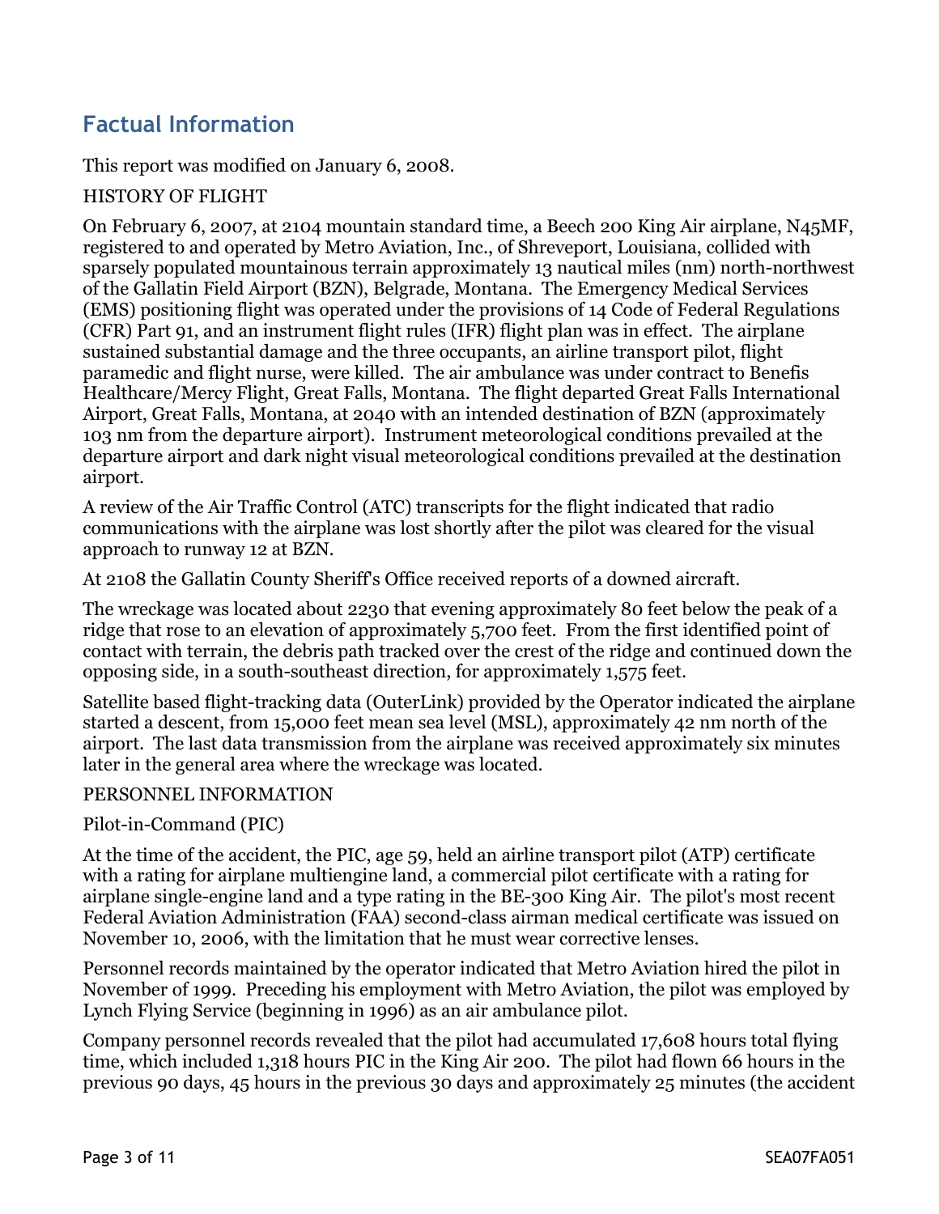## Factual Information

This report was modified on January 6, 2008.

HISTORY OF FLIGHT

On February 6, 2007, at 2104 mountain standard time, a Beech 200 King Air airplane, N45MF, registered to and operated by Metro Aviation, Inc., of Shreveport, Louisiana, collided with sparsely populated mountainous terrain approximately 13 nautical miles (nm) north-northwest of the Gallatin Field Airport (BZN), Belgrade, Montana. The Emergency Medical Services (EMS) positioning flight was operated under the provisions of 14 Code of Federal Regulations (CFR) Part 91, and an instrument flight rules (IFR) flight plan was in effect. The airplane sustained substantial damage and the three occupants, an airline transport pilot, flight paramedic and flight nurse, were killed. The air ambulance was under contract to Benefis Healthcare/Mercy Flight, Great Falls, Montana. The flight departed Great Falls International Airport, Great Falls, Montana, at 2040 with an intended destination of BZN (approximately 103 nm from the departure airport). Instrument meteorological conditions prevailed at the departure airport and dark night visual meteorological conditions prevailed at the destination airport.

A review of the Air Traffic Control (ATC) transcripts for the flight indicated that radio communications with the airplane was lost shortly after the pilot was cleared for the visual approach to runway 12 at BZN.

At 2108 the Gallatin County Sheriff's Office received reports of a downed aircraft.

The wreckage was located about 2230 that evening approximately 80 feet below the peak of a ridge that rose to an elevation of approximately 5,700 feet. From the first identified point of contact with terrain, the debris path tracked over the crest of the ridge and continued down the opposing side, in a south-southeast direction, for approximately 1,575 feet.

Satellite based flight-tracking data (OuterLink) provided by the Operator indicated the airplane started a descent, from 15,000 feet mean sea level (MSL), approximately 42 nm north of the airport. The last data transmission from the airplane was received approximately six minutes later in the general area where the wreckage was located.

PERSONNEL INFORMATION

Pilot-in-Command (PIC)

At the time of the accident, the PIC, age 59, held an airline transport pilot (ATP) certificate with a rating for airplane multiengine land, a commercial pilot certificate with a rating for airplane single-engine land and a type rating in the BE-300 King Air. The pilot's most recent Federal Aviation Administration (FAA) second-class airman medical certificate was issued on November 10, 2006, with the limitation that he must wear corrective lenses.

Personnel records maintained by the operator indicated that Metro Aviation hired the pilot in November of 1999. Preceding his employment with Metro Aviation, the pilot was employed by Lynch Flying Service (beginning in 1996) as an air ambulance pilot.

Company personnel records revealed that the pilot had accumulated 17,608 hours total flying time, which included 1,318 hours PIC in the King Air 200. The pilot had flown 66 hours in the previous 90 days, 45 hours in the previous 30 days and approximately 25 minutes (the accident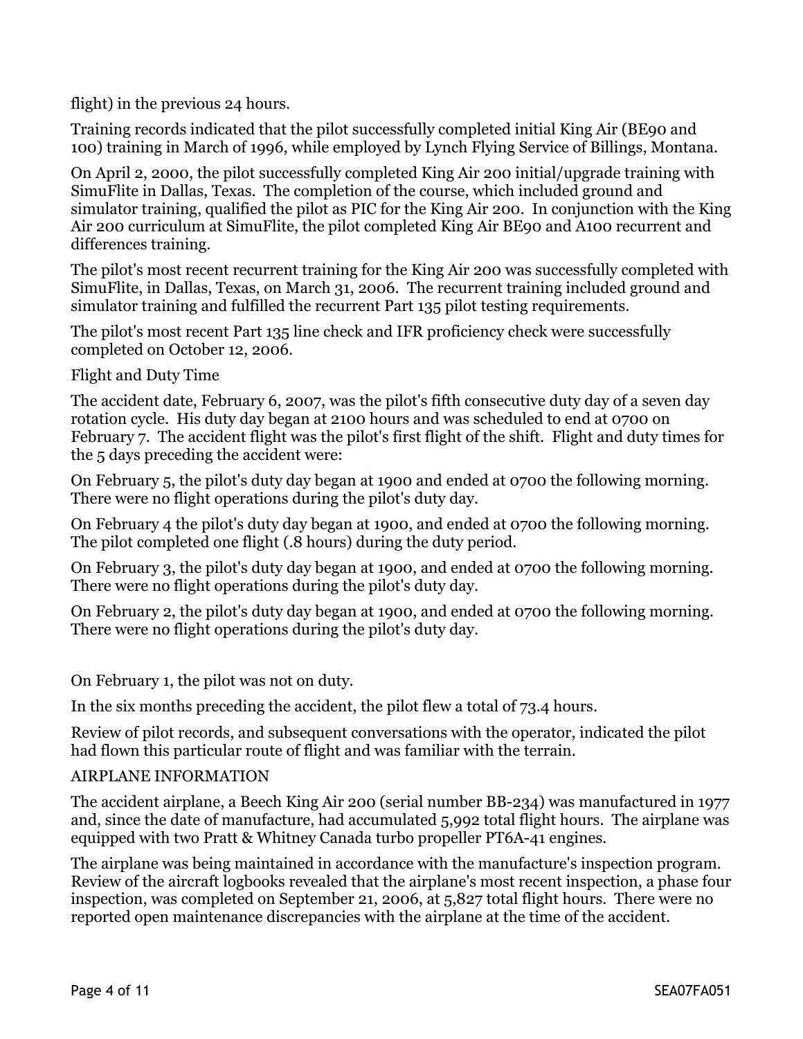flight) in the previous 24 hours.

Training records indicated that the pilot successfully completed initial King Air (BE90 and 100) training in March of 1996, while employed by Lynch Flying Service of Billings, Montana.

On April 2, 2000, the pilot successfully completed King Air 200 initial/upgrade training with SimuFlite in Dallas, Texas. The completion of the course, which included ground and simulator training, qualified the pilot as PIC for the King Air 200. In conjunction with the King Air 200 curriculum at SimuFlite, the pilot completed King Air BE90 and A100 recurrent and differences training.

The pilot's most recent recurrent training for the King Air 200 was successfully completed with SimuFlite, in Dallas, Texas, on March 31, 2006. The recurrent training included ground and simulator training and fulfilled the recurrent Part 135 pilot testing requirements.

The pilot's most recent Part 135 line check and IFR proficiency check were successfully completed on October 12, 2006.

Flight and Duty Time

The accident date, February 6, 2007, was the pilot's fifth consecutive duty day of a seven day rotation cycle. His duty day began at 2100 hours and was scheduled to end at 0700 on February 7. The accident flight was the pilot's first flight of the shift. Flight and duty times for the 5 days preceding the accident were:

On February 5, the pilot's duty day began at 1900 and ended at 0700 the following morning. There were no flight operations during the pilot's duty day.

On February 4 the pilot's duty day began at 1900, and ended at 0700 the following morning. The pilot completed one flight (.8 hours) during the duty period.

On February 3, the pilot's duty day began at 1900, and ended at 0700 the following morning. There were no flight operations during the pilot's duty day.

On February 2, the pilot's duty day began at 1900, and ended at 0700 the following morning. There were no flight operations during the pilot's duty day.

On February 1, the pilot was not on duty.

In the six months preceding the accident, the pilot flew a total of 73.4 hours.

Review of pilot records, and subsequent conversations with the operator, indicated the pilot had flown this particular route of flight and was familiar with the terrain.

AIRPLANE INFORMATION

The accident airplane, a Beech King Air 200 (serial number BB-234) was manufactured in 1977 and, since the date of manufacture, had accumulated 5,992 total flight hours. The airplane was equipped with two Pratt & Whitney Canada turbo propeller PT6A-41 engines.

The airplane was being maintained in accordance with the manufacture's inspection program. Review of the aircraft logbooks revealed that the airplane's most recent inspection, a phase four inspection, was completed on September 21, 2006, at 5,827 total flight hours. There were no reported open maintenance discrepancies with the airplane at the time of the accident.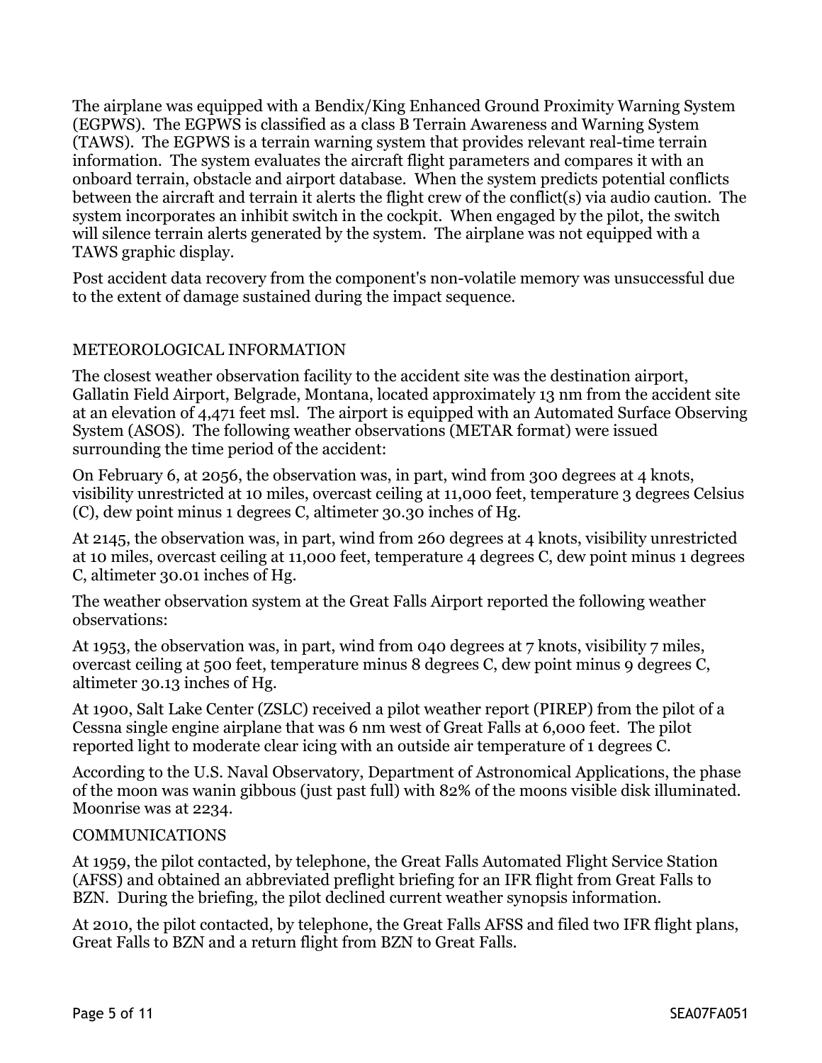The airplane was equipped with a Bendix/King Enhanced Ground Proximity Warning System (EGPWS). The EGPWS is classified as a class B Terrain Awareness and Warning System (TAWS). The EGPWS is a terrain warning system that provides relevant real-time terrain information. The system evaluates the aircraft flight parameters and compares it with an onboard terrain, obstacle and airport database. When the system predicts potential conflicts between the aircraft and terrain it alerts the flight crew of the conflict(s) via audio caution. The system incorporates an inhibit switch in the cockpit. When engaged by the pilot, the switch will silence terrain alerts generated by the system. The airplane was not equipped with a TAWS graphic display.

Post accident data recovery from the component's non-volatile memory was unsuccessful due to the extent of damage sustained during the impact sequence.

## METEOROLOGICAL INFORMATION

The closest weather observation facility to the accident site was the destination airport, Gallatin Field Airport, Belgrade, Montana, located approximately 13 nm from the accident site at an elevation of 4,471 feet msl. The airport is equipped with an Automated Surface Observing System (ASOS). The following weather observations (METAR format) were issued surrounding the time period of the accident:

On February 6, at 2056, the observation was, in part, wind from 300 degrees at 4 knots, visibility unrestricted at 10 miles, overcast ceiling at 11,000 feet, temperature 3 degrees Celsius (C), dew point minus 1 degrees C, altimeter 30.30 inches of Hg.

At 2145, the observation was, in part, wind from 260 degrees at 4 knots, visibility unrestricted at 10 miles, overcast ceiling at 11,000 feet, temperature 4 degrees C, dew point minus 1 degrees C, altimeter 30.01 inches of Hg.

The weather observation system at the Great Falls Airport reported the following weather observations:

At 1953, the observation was, in part, wind from 040 degrees at 7 knots, visibility 7 miles, overcast ceiling at 500 feet, temperature minus 8 degrees C, dew point minus 9 degrees C, altimeter 30.13 inches of Hg.

At 1900, Salt Lake Center (ZSLC) received a pilot weather report (PIREP) from the pilot of a Cessna single engine airplane that was 6 nm west of Great Falls at 6,000 feet. The pilot reported light to moderate clear icing with an outside air temperature of 1 degrees C.

According to the U.S. Naval Observatory, Department of Astronomical Applications, the phase of the moon was wanin gibbous (just past full) with 82% of the moons visible disk illuminated. Moonrise was at 2234.

## COMMUNICATIONS

At 1959, the pilot contacted, by telephone, the Great Falls Automated Flight Service Station (AFSS) and obtained an abbreviated preflight briefing for an IFR flight from Great Falls to BZN. During the briefing, the pilot declined current weather synopsis information.

At 2010, the pilot contacted, by telephone, the Great Falls AFSS and filed two IFR flight plans, Great Falls to BZN and a return flight from BZN to Great Falls.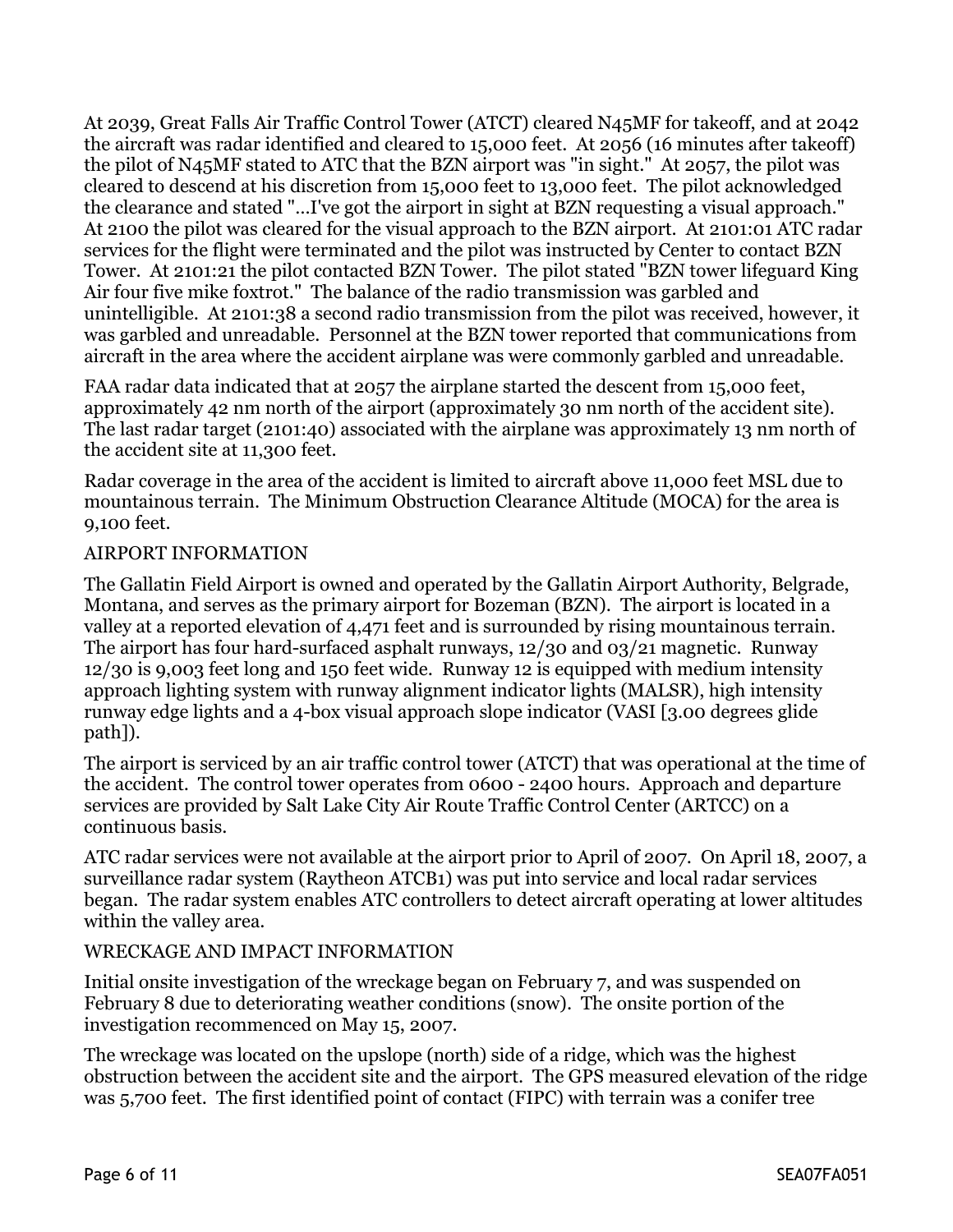At 2039, Great Falls Air Traffic Control Tower (ATCT) cleared N45MF for takeoff, and at 2042 the aircraft was radar identified and cleared to 15,000 feet. At 2056 (16 minutes after takeoff) the pilot of N45MF stated to ATC that the BZN airport was "in sight." At 2057, the pilot was cleared to descend at his discretion from 15,000 feet to 13,000 feet. The pilot acknowledged the clearance and stated "...I've got the airport in sight at BZN requesting a visual approach." At 2100 the pilot was cleared for the visual approach to the BZN airport. At 2101:01 ATC radar services for the flight were terminated and the pilot was instructed by Center to contact BZN Tower. At 2101:21 the pilot contacted BZN Tower. The pilot stated "BZN tower lifeguard King Air four five mike foxtrot." The balance of the radio transmission was garbled and unintelligible. At 2101:38 a second radio transmission from the pilot was received, however, it was garbled and unreadable. Personnel at the BZN tower reported that communications from aircraft in the area where the accident airplane was were commonly garbled and unreadable.

FAA radar data indicated that at 2057 the airplane started the descent from 15,000 feet, approximately 42 nm north of the airport (approximately 30 nm north of the accident site). The last radar target (2101:40) associated with the airplane was approximately 13 nm north of the accident site at 11,300 feet.

Radar coverage in the area of the accident is limited to aircraft above 11,000 feet MSL due to mountainous terrain. The Minimum Obstruction Clearance Altitude (MOCA) for the area is 9,100 feet.

## AIRPORT INFORMATION

The Gallatin Field Airport is owned and operated by the Gallatin Airport Authority, Belgrade, Montana, and serves as the primary airport for Bozeman (BZN). The airport is located in a valley at a reported elevation of 4,471 feet and is surrounded by rising mountainous terrain. The airport has four hard-surfaced asphalt runways, 12/30 and 03/21 magnetic. Runway 12/30 is 9,003 feet long and 150 feet wide. Runway 12 is equipped with medium intensity approach lighting system with runway alignment indicator lights (MALSR), high intensity runway edge lights and a 4-box visual approach slope indicator (VASI [3.00 degrees glide path]).

The airport is serviced by an air traffic control tower (ATCT) that was operational at the time of the accident. The control tower operates from 0600 - 2400 hours. Approach and departure services are provided by Salt Lake City Air Route Traffic Control Center (ARTCC) on a continuous basis.

ATC radar services were not available at the airport prior to April of 2007. On April 18, 2007, a surveillance radar system (Raytheon ATCB1) was put into service and local radar services began. The radar system enables ATC controllers to detect aircraft operating at lower altitudes within the valley area.

## WRECKAGE AND IMPACT INFORMATION

Initial onsite investigation of the wreckage began on February 7, and was suspended on February 8 due to deteriorating weather conditions (snow). The onsite portion of the investigation recommenced on May 15, 2007.

The wreckage was located on the upslope (north) side of a ridge, which was the highest obstruction between the accident site and the airport. The GPS measured elevation of the ridge was 5,700 feet. The first identified point of contact (FIPC) with terrain was a conifer tree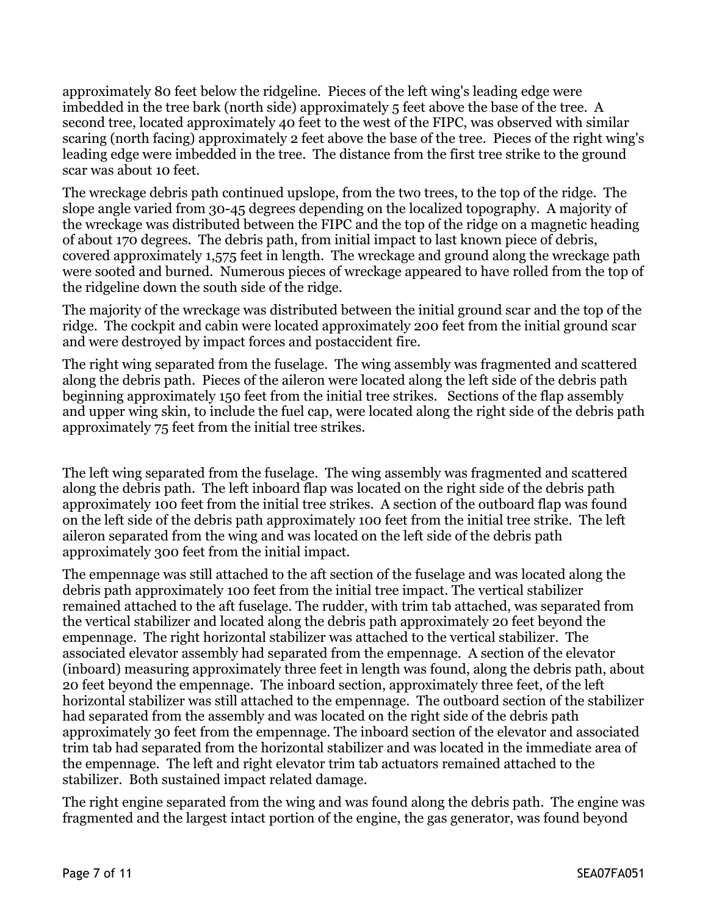approximately 80 feet below the ridgeline. Pieces of the left wing's leading edge were imbedded in the tree bark (north side) approximately 5 feet above the base of the tree. A second tree, located approximately 40 feet to the west of the FIPC, was observed with similar scaring (north facing) approximately 2 feet above the base of the tree. Pieces of the right wing's leading edge were imbedded in the tree. The distance from the first tree strike to the ground scar was about 10 feet.

The wreckage debris path continued upslope, from the two trees, to the top of the ridge. The slope angle varied from 30-45 degrees depending on the localized topography. A majority of the wreckage was distributed between the FIPC and the top of the ridge on a magnetic heading of about 170 degrees. The debris path, from initial impact to last known piece of debris, covered approximately 1,575 feet in length. The wreckage and ground along the wreckage path were sooted and burned. Numerous pieces of wreckage appeared to have rolled from the top of the ridgeline down the south side of the ridge.

The majority of the wreckage was distributed between the initial ground scar and the top of the ridge. The cockpit and cabin were located approximately 200 feet from the initial ground scar and were destroyed by impact forces and postaccident fire.

The right wing separated from the fuselage. The wing assembly was fragmented and scattered along the debris path. Pieces of the aileron were located along the left side of the debris path beginning approximately 150 feet from the initial tree strikes. Sections of the flap assembly and upper wing skin, to include the fuel cap, were located along the right side of the debris path approximately 75 feet from the initial tree strikes.

The left wing separated from the fuselage. The wing assembly was fragmented and scattered along the debris path. The left inboard flap was located on the right side of the debris path approximately 100 feet from the initial tree strikes. A section of the outboard flap was found on the left side of the debris path approximately 100 feet from the initial tree strike. The left aileron separated from the wing and was located on the left side of the debris path approximately 300 feet from the initial impact.

The empennage was still attached to the aft section of the fuselage and was located along the debris path approximately 100 feet from the initial tree impact. The vertical stabilizer remained attached to the aft fuselage. The rudder, with trim tab attached, was separated from the vertical stabilizer and located along the debris path approximately 20 feet beyond the empennage. The right horizontal stabilizer was attached to the vertical stabilizer. The associated elevator assembly had separated from the empennage. A section of the elevator (inboard) measuring approximately three feet in length was found, along the debris path, about 20 feet beyond the empennage. The inboard section, approximately three feet, of the left horizontal stabilizer was still attached to the empennage. The outboard section of the stabilizer had separated from the assembly and was located on the right side of the debris path approximately 30 feet from the empennage. The inboard section of the elevator and associated trim tab had separated from the horizontal stabilizer and was located in the immediate area of the empennage. The left and right elevator trim tab actuators remained attached to the stabilizer. Both sustained impact related damage.

The right engine separated from the wing and was found along the debris path. The engine was fragmented and the largest intact portion of the engine, the gas generator, was found beyond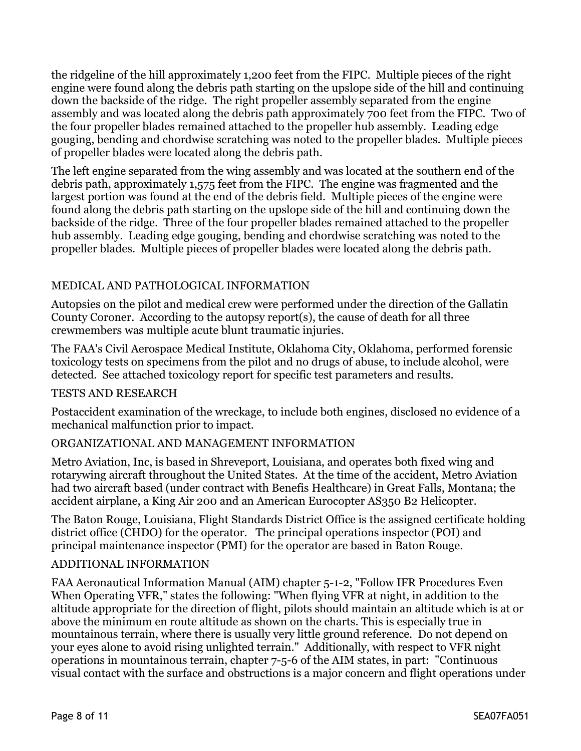the ridgeline of the hill approximately 1,200 feet from the FIPC. Multiple pieces of the right engine were found along the debris path starting on the upslope side of the hill and continuing down the backside of the ridge. The right propeller assembly separated from the engine assembly and was located along the debris path approximately 700 feet from the FIPC. Two of the four propeller blades remained attached to the propeller hub assembly. Leading edge gouging, bending and chordwise scratching was noted to the propeller blades. Multiple pieces of propeller blades were located along the debris path.

The left engine separated from the wing assembly and was located at the southern end of the debris path, approximately 1,575 feet from the FIPC. The engine was fragmented and the largest portion was found at the end of the debris field. Multiple pieces of the engine were found along the debris path starting on the upslope side of the hill and continuing down the backside of the ridge. Three of the four propeller blades remained attached to the propeller hub assembly. Leading edge gouging, bending and chordwise scratching was noted to the propeller blades. Multiple pieces of propeller blades were located along the debris path.

## MEDICAL AND PATHOLOGICAL INFORMATION

Autopsies on the pilot and medical crew were performed under the direction of the Gallatin County Coroner. According to the autopsy report(s), the cause of death for all three crewmembers was multiple acute blunt traumatic injuries.

The FAA's Civil Aerospace Medical Institute, Oklahoma City, Oklahoma, performed forensic toxicology tests on specimens from the pilot and no drugs of abuse, to include alcohol, were detected. See attached toxicology report for specific test parameters and results.

## TESTS AND RESEARCH

Postaccident examination of the wreckage, to include both engines, disclosed no evidence of a mechanical malfunction prior to impact.

## ORGANIZATIONAL AND MANAGEMENT INFORMATION

Metro Aviation, Inc, is based in Shreveport, Louisiana, and operates both fixed wing and rotarywing aircraft throughout the United States. At the time of the accident, Metro Aviation had two aircraft based (under contract with Benefis Healthcare) in Great Falls, Montana; the accident airplane, a King Air 200 and an American Eurocopter AS350 B2 Helicopter.

The Baton Rouge, Louisiana, Flight Standards District Office is the assigned certificate holding district office (CHDO) for the operator. The principal operations inspector (POI) and principal maintenance inspector (PMI) for the operator are based in Baton Rouge.

## ADDITIONAL INFORMATION

FAA Aeronautical Information Manual (AIM) chapter 5-1-2, "Follow IFR Procedures Even When Operating VFR," states the following: "When flying VFR at night, in addition to the altitude appropriate for the direction of flight, pilots should maintain an altitude which is at or above the minimum en route altitude as shown on the charts. This is especially true in mountainous terrain, where there is usually very little ground reference. Do not depend on your eyes alone to avoid rising unlighted terrain." Additionally, with respect to VFR night operations in mountainous terrain, chapter 7-5-6 of the AIM states, in part: "Continuous visual contact with the surface and obstructions is a major concern and flight operations under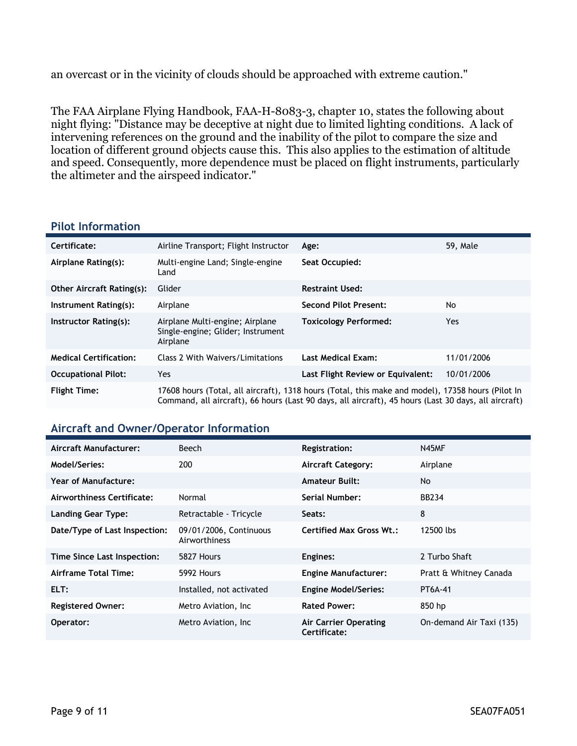an overcast or in the vicinity of clouds should be approached with extreme caution."

The FAA Airplane Flying Handbook, FAA-H-8083-3, chapter 10, states the following about night flying: "Distance may be deceptive at night due to limited lighting conditions. A lack of intervening references on the ground and the inability of the pilot to compare the size and location of different ground objects cause this. This also applies to the estimation of altitude and speed. Consequently, more dependence must be placed on flight instruments, particularly the altimeter and the airspeed indicator."

## Pilot Information

| | | | |
|---|---|---|---|
| **Certificate:** | Airline Transport; Flight Instructor | **Age:** | 59, Male |
| **Airplane Rating(s):** | Multi-engine Land; Single-engine Land | **Seat Occupied:** | |
| **Other Aircraft Rating(s):** | Glider | **Restraint Used:** | |
| **Instrument Rating(s):** | Airplane | **Second Pilot Present:** | No |
| **Instructor Rating(s):** | Airplane Multi-engine; Airplane Single-engine; Glider; Instrument Airplane | **Toxicology Performed:** | Yes |
| **Medical Certification:** | Class 2 With Waivers/Limitations | **Last Medical Exam:** | 11/01/2006 |
| **Occupational Pilot:** | Yes | **Last Flight Review or Equivalent:** | 10/01/2006 |
| **Flight Time:** | 17608 hours (Total, all aircraft), 1318 hours (Total, this make and model), 17358 hours (Pilot In Command, all aircraft), 66 hours (Last 90 days, all aircraft), 45 hours (Last 30 days, all aircraft) | | |

## Aircraft and Owner/Operator Information

| | | | |
|---|---|---|---|
| **Aircraft Manufacturer:** | Beech | **Registration:** | N45MF |
| **Model/Series:** | 200 | **Aircraft Category:** | Airplane |
| **Year of Manufacture:** | | **Amateur Built:** | No |
| **Airworthiness Certificate:** | Normal | **Serial Number:** | BB234 |
| **Landing Gear Type:** | Retractable - Tricycle | **Seats:** | 8 |
| **Date/Type of Last Inspection:** | 09/01/2006, Continuous Airworthiness | **Certified Max Gross Wt.:** | 12500 lbs |
| **Time Since Last Inspection:** | 5827 Hours | **Engines:** | 2 Turbo Shaft |
| **Airframe Total Time:** | 5992 Hours | **Engine Manufacturer:** | Pratt & Whitney Canada |
| **ELT:** | Installed, not activated | **Engine Model/Series:** | PT6A-41 |
| **Registered Owner:** | Metro Aviation, Inc | **Rated Power:** | 850 hp |
| **Operator:** | Metro Aviation, Inc | **Air Carrier Operating Certificate:** | On-demand Air Taxi (135) |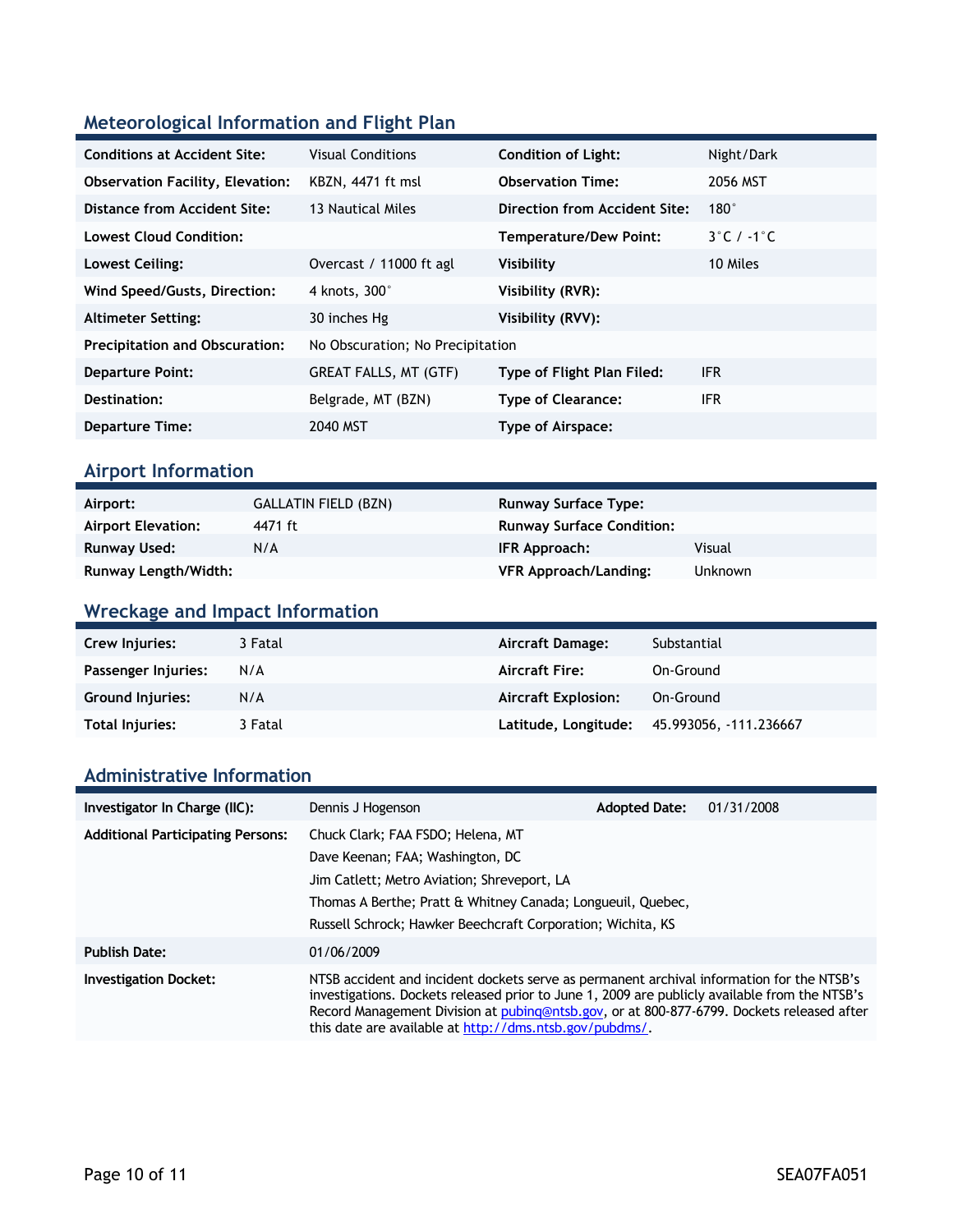## Meteorological Information and Flight Plan

| | | | |
|---|---|---|---|
| **Conditions at Accident Site:** | Visual Conditions | **Condition of Light:** | Night/Dark |
| **Observation Facility, Elevation:** | KBZN, 4471 ft msl | **Observation Time:** | 2056 MST |
| **Distance from Accident Site:** | 13 Nautical Miles | **Direction from Accident Site:** | 180° |
| **Lowest Cloud Condition:** | | **Temperature/Dew Point:** | 3°C / -1°C |
| **Lowest Ceiling:** | Overcast / 11000 ft agl | **Visibility** | 10 Miles |
| **Wind Speed/Gusts, Direction:** | 4 knots, 300° | **Visibility (RVR):** | |
| **Altimeter Setting:** | 30 inches Hg | **Visibility (RVV):** | |
| **Precipitation and Obscuration:** | No Obscuration; No Precipitation | | |
| **Departure Point:** | GREAT FALLS, MT (GTF) | **Type of Flight Plan Filed:** | IFR |
| **Destination:** | Belgrade, MT (BZN) | **Type of Clearance:** | IFR |
| **Departure Time:** | 2040 MST | **Type of Airspace:** | |

## Airport Information

| | | | |
|---|---|---|---|
| **Airport:** | GALLATIN FIELD (BZN) | **Runway Surface Type:** | |
| **Airport Elevation:** | 4471 ft | **Runway Surface Condition:** | |
| **Runway Used:** | N/A | **IFR Approach:** | Visual |
| **Runway Length/Width:** | | **VFR Approach/Landing:** | Unknown |

## Wreckage and Impact Information

| | | | |
|---|---|---|---|
| **Crew Injuries:** | 3 Fatal | **Aircraft Damage:** | Substantial |
| **Passenger Injuries:** | N/A | **Aircraft Fire:** | On-Ground |
| **Ground Injuries:** | N/A | **Aircraft Explosion:** | On-Ground |
| **Total Injuries:** | 3 Fatal | **Latitude, Longitude:** | 45.993056, -111.236667 |

## Administrative Information

| | | | |
|---|---|---|---|
| **Investigator In Charge (IIC):** | Dennis J Hogenson | **Adopted Date:** | 01/31/2008 |
| **Additional Participating Persons:** | Chuck Clark; FAA FSDO; Helena, MT<br>Dave Keenan; FAA; Washington, DC<br>Jim Catlett; Metro Aviation; Shreveport, LA<br>Thomas A Berthe; Pratt & Whitney Canada; Longueuil, Quebec,<br>Russell Schrock; Hawker Beechcraft Corporation; Wichita, KS | | |
| **Publish Date:** | 01/06/2009 | | |
| **Investigation Docket:** | NTSB accident and incident dockets serve as permanent archival information for the NTSB's investigations. Dockets released prior to June 1, 2009 are publicly available from the NTSB's Record Management Division at pubinq@ntsb.gov, or at 800-877-6799. Dockets released after this date are available at http://dms.ntsb.gov/pubdms/. | | |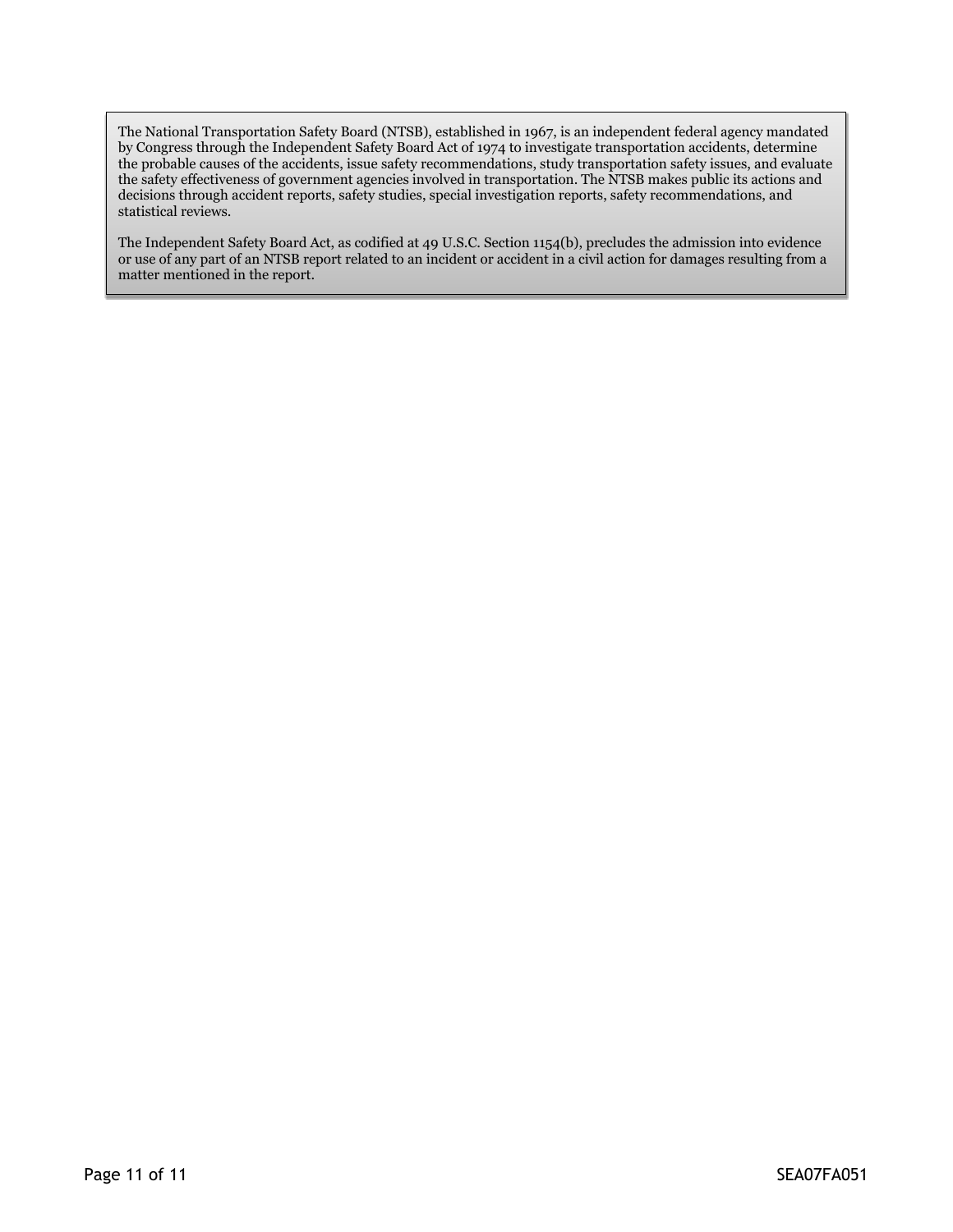The National Transportation Safety Board (NTSB), established in 1967, is an independent federal agency mandated by Congress through the Independent Safety Board Act of 1974 to investigate transportation accidents, determine the probable causes of the accidents, issue safety recommendations, study transportation safety issues, and evaluate the safety effectiveness of government agencies involved in transportation. The NTSB makes public its actions and decisions through accident reports, safety studies, special investigation reports, safety recommendations, and statistical reviews.

The Independent Safety Board Act, as codified at 49 U.S.C. Section 1154(b), precludes the admission into evidence or use of any part of an NTSB report related to an incident or accident in a civil action for damages resulting from a matter mentioned in the report.